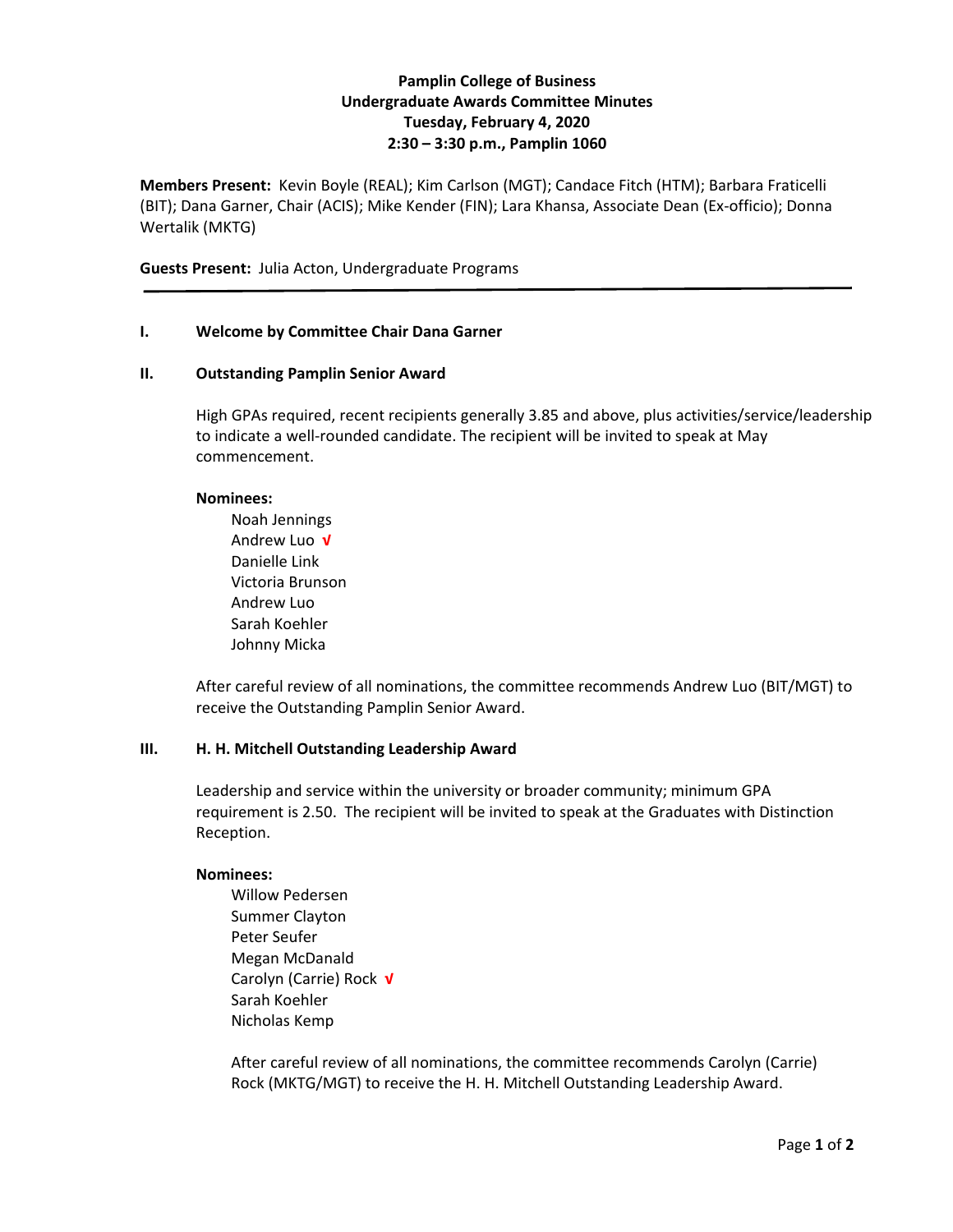**Pamplin College of Business**
**Undergraduate Awards Committee Minutes**
**Tuesday, February 4, 2020**
**2:30 – 3:30 p.m., Pamplin 1060**

**Members Present:** Kevin Boyle (REAL); Kim Carlson (MGT); Candace Fitch (HTM); Barbara Fraticelli (BIT); Dana Garner, Chair (ACIS); Mike Kender (FIN); Lara Khansa, Associate Dean (Ex-officio); Donna Wertalik (MKTG)

**Guests Present:** Julia Acton, Undergraduate Programs

---

## I. Welcome by Committee Chair Dana Garner

## II. Outstanding Pamplin Senior Award

High GPAs required, recent recipients generally 3.85 and above, plus activities/service/leadership to indicate a well-rounded candidate. The recipient will be invited to speak at May commencement.

**Nominees:**

- Noah Jennings
- Andrew Luo √
- Danielle Link
- Victoria Brunson
- Andrew Luo
- Sarah Koehler
- Johnny Micka

After careful review of all nominations, the committee recommends Andrew Luo (BIT/MGT) to receive the Outstanding Pamplin Senior Award.

## III. H. H. Mitchell Outstanding Leadership Award

Leadership and service within the university or broader community; minimum GPA requirement is 2.50. The recipient will be invited to speak at the Graduates with Distinction Reception.

**Nominees:**

- Willow Pedersen
- Summer Clayton
- Peter Seufer
- Megan McDanald
- Carolyn (Carrie) Rock √
- Sarah Koehler
- Nicholas Kemp

After careful review of all nominations, the committee recommends Carolyn (Carrie) Rock (MKTG/MGT) to receive the H. H. Mitchell Outstanding Leadership Award.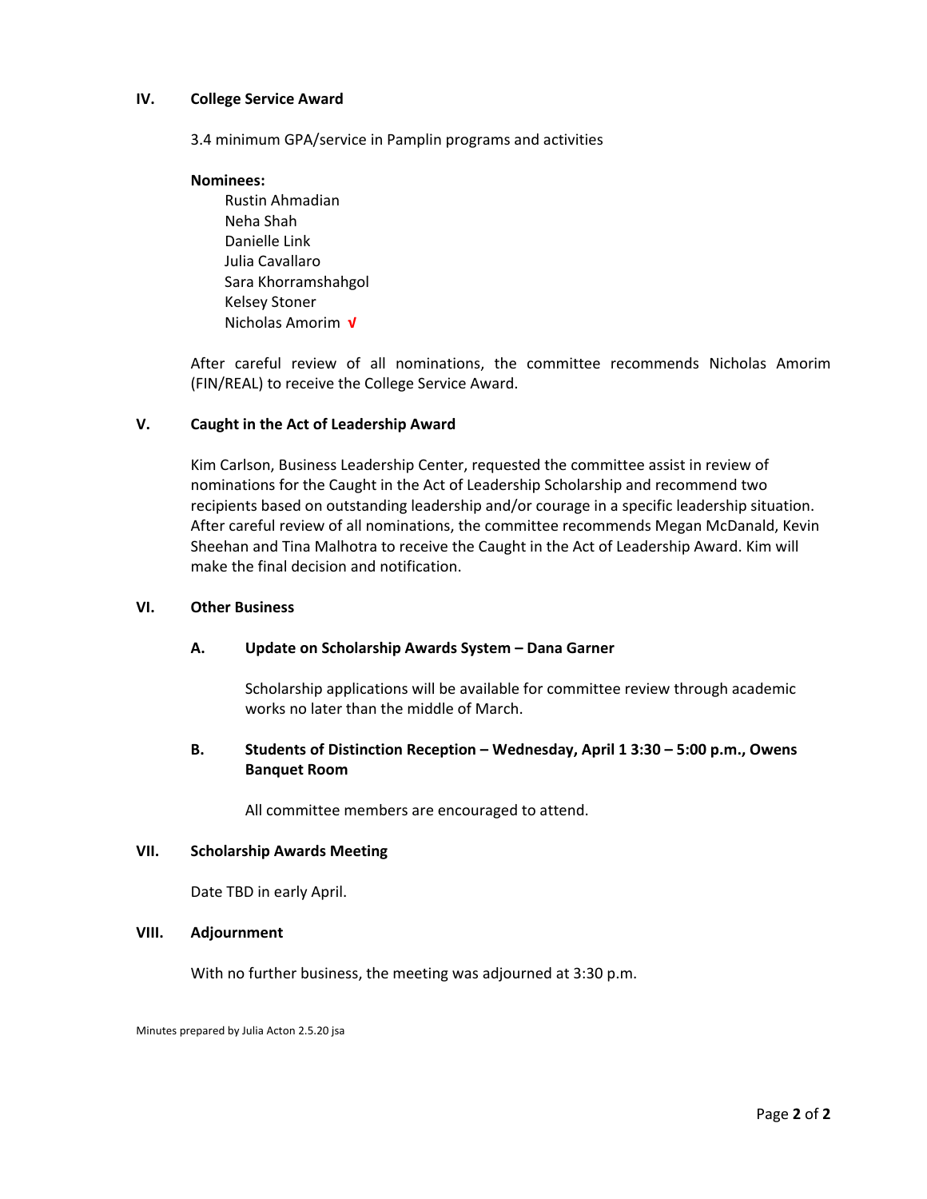## IV. College Service Award

3.4 minimum GPA/service in Pamplin programs and activities

**Nominees:**

Rustin Ahmadian
Neha Shah
Danielle Link
Julia Cavallaro
Sara Khorramshahgol
Kelsey Stoner
Nicholas Amorim √

After careful review of all nominations, the committee recommends Nicholas Amorim (FIN/REAL) to receive the College Service Award.

## V. Caught in the Act of Leadership Award

Kim Carlson, Business Leadership Center, requested the committee assist in review of nominations for the Caught in the Act of Leadership Scholarship and recommend two recipients based on outstanding leadership and/or courage in a specific leadership situation. After careful review of all nominations, the committee recommends Megan McDanald, Kevin Sheehan and Tina Malhotra to receive the Caught in the Act of Leadership Award. Kim will make the final decision and notification.

## VI. Other Business

### A. Update on Scholarship Awards System – Dana Garner

Scholarship applications will be available for committee review through academic works no later than the middle of March.

### B. Students of Distinction Reception – Wednesday, April 1 3:30 – 5:00 p.m., Owens Banquet Room

All committee members are encouraged to attend.

## VII. Scholarship Awards Meeting

Date TBD in early April.

## VIII. Adjournment

With no further business, the meeting was adjourned at 3:30 p.m.

Minutes prepared by Julia Acton 2.5.20 jsa